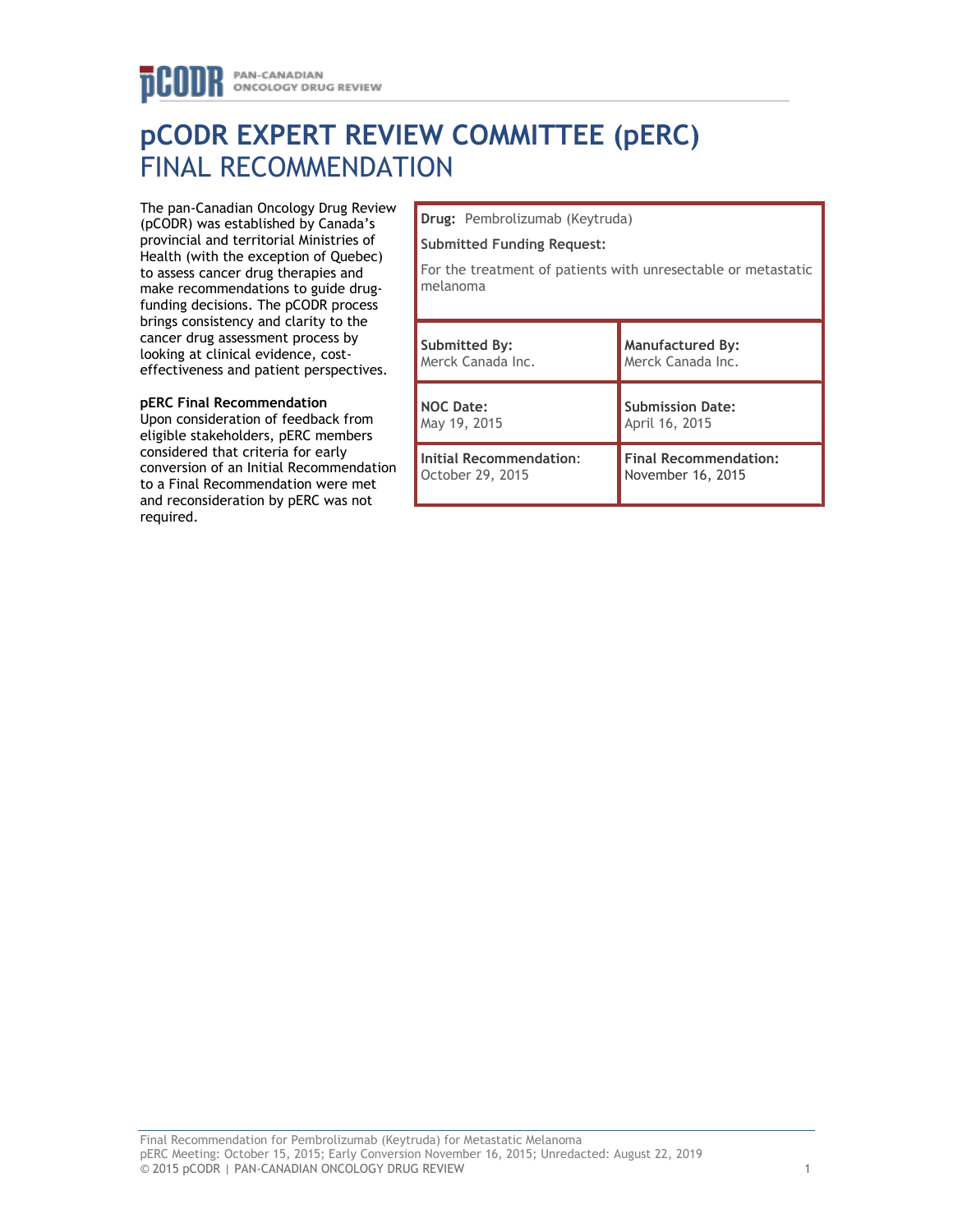# pCODR EXPERT REVIEW COMMITTEE (pERC)
## FINAL RECOMMENDATION

The pan-Canadian Oncology Drug Review (pCODR) was established by Canada's provincial and territorial Ministries of Health (with the exception of Quebec) to assess cancer drug therapies and make recommendations to guide drug-funding decisions. The pCODR process brings consistency and clarity to the cancer drug assessment process by looking at clinical evidence, cost-effectiveness and patient perspectives.

**pERC Final Recommendation**
Upon consideration of feedback from eligible stakeholders, pERC members considered that criteria for early conversion of an Initial Recommendation to a Final Recommendation were met and reconsideration by pERC was not required.

| **Drug:** Pembrolizumab (Keytruda) | |
|---|---|
| **Submitted Funding Request:** For the treatment of patients with unresectable or metastatic melanoma | |
| **Submitted By:** Merck Canada Inc. | **Manufactured By:** Merck Canada Inc. |
| **NOC Date:** May 19, 2015 | **Submission Date:** April 16, 2015 |
| **Initial Recommendation:** October 29, 2015 | **Final Recommendation:** November 16, 2015 |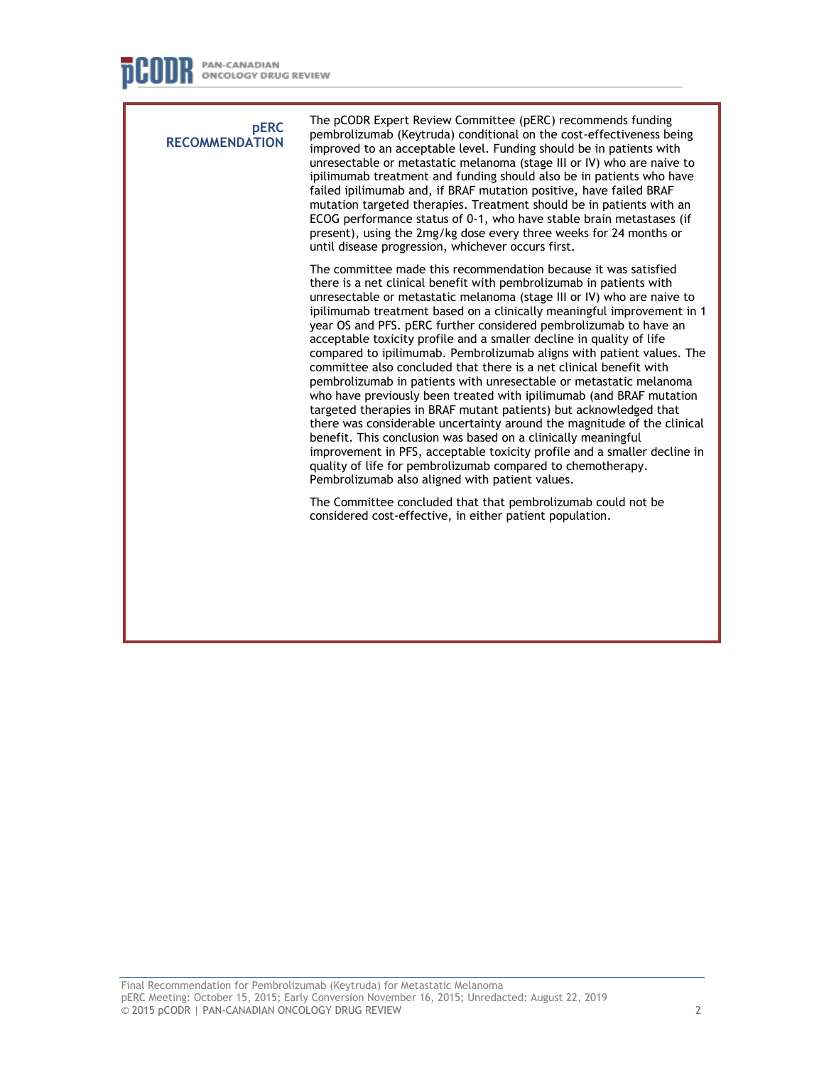## pERC RECOMMENDATION

The pCODR Expert Review Committee (pERC) recommends funding pembrolizumab (Keytruda) conditional on the cost-effectiveness being improved to an acceptable level. Funding should be in patients with unresectable or metastatic melanoma (stage III or IV) who are naive to ipilimumab treatment and funding should also be in patients who have failed ipilimumab and, if BRAF mutation positive, have failed BRAF mutation targeted therapies. Treatment should be in patients with an ECOG performance status of 0-1, who have stable brain metastases (if present), using the 2mg/kg dose every three weeks for 24 months or until disease progression, whichever occurs first.

The committee made this recommendation because it was satisfied there is a net clinical benefit with pembrolizumab in patients with unresectable or metastatic melanoma (stage III or IV) who are naive to ipilimumab treatment based on a clinically meaningful improvement in 1 year OS and PFS. pERC further considered pembrolizumab to have an acceptable toxicity profile and a smaller decline in quality of life compared to ipilimumab. Pembrolizumab aligns with patient values. The committee also concluded that there is a net clinical benefit with pembrolizumab in patients with unresectable or metastatic melanoma who have previously been treated with ipilimumab (and BRAF mutation targeted therapies in BRAF mutant patients) but acknowledged that there was considerable uncertainty around the magnitude of the clinical benefit. This conclusion was based on a clinically meaningful improvement in PFS, acceptable toxicity profile and a smaller decline in quality of life for pembrolizumab compared to chemotherapy. Pembrolizumab also aligned with patient values.

The Committee concluded that that pembrolizumab could not be considered cost-effective, in either patient population.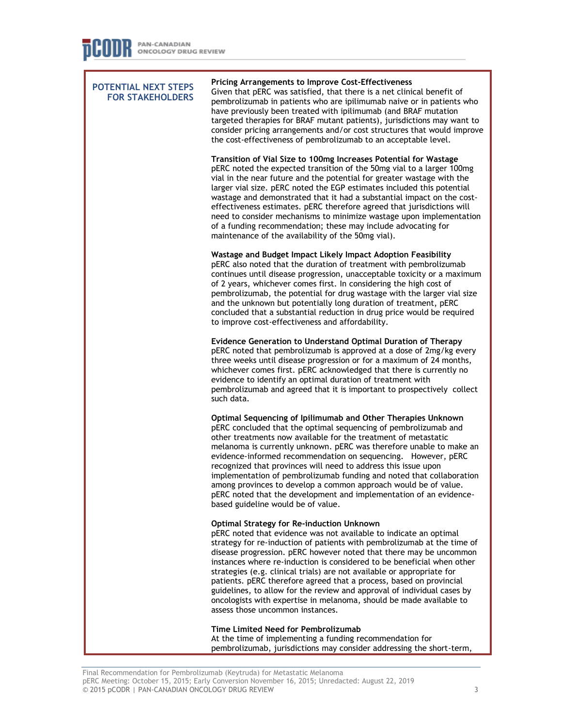## POTENTIAL NEXT STEPS FOR STAKEHOLDERS

**Pricing Arrangements to Improve Cost-Effectiveness**
Given that pERC was satisfied, that there is a net clinical benefit of pembrolizumab in patients who are ipilimumab naive or in patients who have previously been treated with ipilimumab (and BRAF mutation targeted therapies for BRAF mutant patients), jurisdictions may want to consider pricing arrangements and/or cost structures that would improve the cost-effectiveness of pembrolizumab to an acceptable level.

**Transition of Vial Size to 100mg Increases Potential for Wastage**
pERC noted the expected transition of the 50mg vial to a larger 100mg vial in the near future and the potential for greater wastage with the larger vial size. pERC noted the EGP estimates included this potential wastage and demonstrated that it had a substantial impact on the cost-effectiveness estimates. pERC therefore agreed that jurisdictions will need to consider mechanisms to minimize wastage upon implementation of a funding recommendation; these may include advocating for maintenance of the availability of the 50mg vial).

**Wastage and Budget Impact Likely Impact Adoption Feasibility**
pERC also noted that the duration of treatment with pembrolizumab continues until disease progression, unacceptable toxicity or a maximum of 2 years, whichever comes first. In considering the high cost of pembrolizumab, the potential for drug wastage with the larger vial size and the unknown but potentially long duration of treatment, pERC concluded that a substantial reduction in drug price would be required to improve cost-effectiveness and affordability.

**Evidence Generation to Understand Optimal Duration of Therapy**
pERC noted that pembrolizumab is approved at a dose of 2mg/kg every three weeks until disease progression or for a maximum of 24 months, whichever comes first. pERC acknowledged that there is currently no evidence to identify an optimal duration of treatment with pembrolizumab and agreed that it is important to prospectively collect such data.

**Optimal Sequencing of Ipilimumab and Other Therapies Unknown**
pERC concluded that the optimal sequencing of pembrolizumab and other treatments now available for the treatment of metastatic melanoma is currently unknown. pERC was therefore unable to make an evidence-informed recommendation on sequencing. However, pERC recognized that provinces will need to address this issue upon implementation of pembrolizumab funding and noted that collaboration among provinces to develop a common approach would be of value. pERC noted that the development and implementation of an evidence-based guideline would be of value.

**Optimal Strategy for Re-induction Unknown**
pERC noted that evidence was not available to indicate an optimal strategy for re-induction of patients with pembrolizumab at the time of disease progression. pERC however noted that there may be uncommon instances where re-induction is considered to be beneficial when other strategies (e.g. clinical trials) are not available or appropriate for patients. pERC therefore agreed that a process, based on provincial guidelines, to allow for the review and approval of individual cases by oncologists with expertise in melanoma, should be made available to assess those uncommon instances.

**Time Limited Need for Pembrolizumab**
At the time of implementing a funding recommendation for pembrolizumab, jurisdictions may consider addressing the short-term,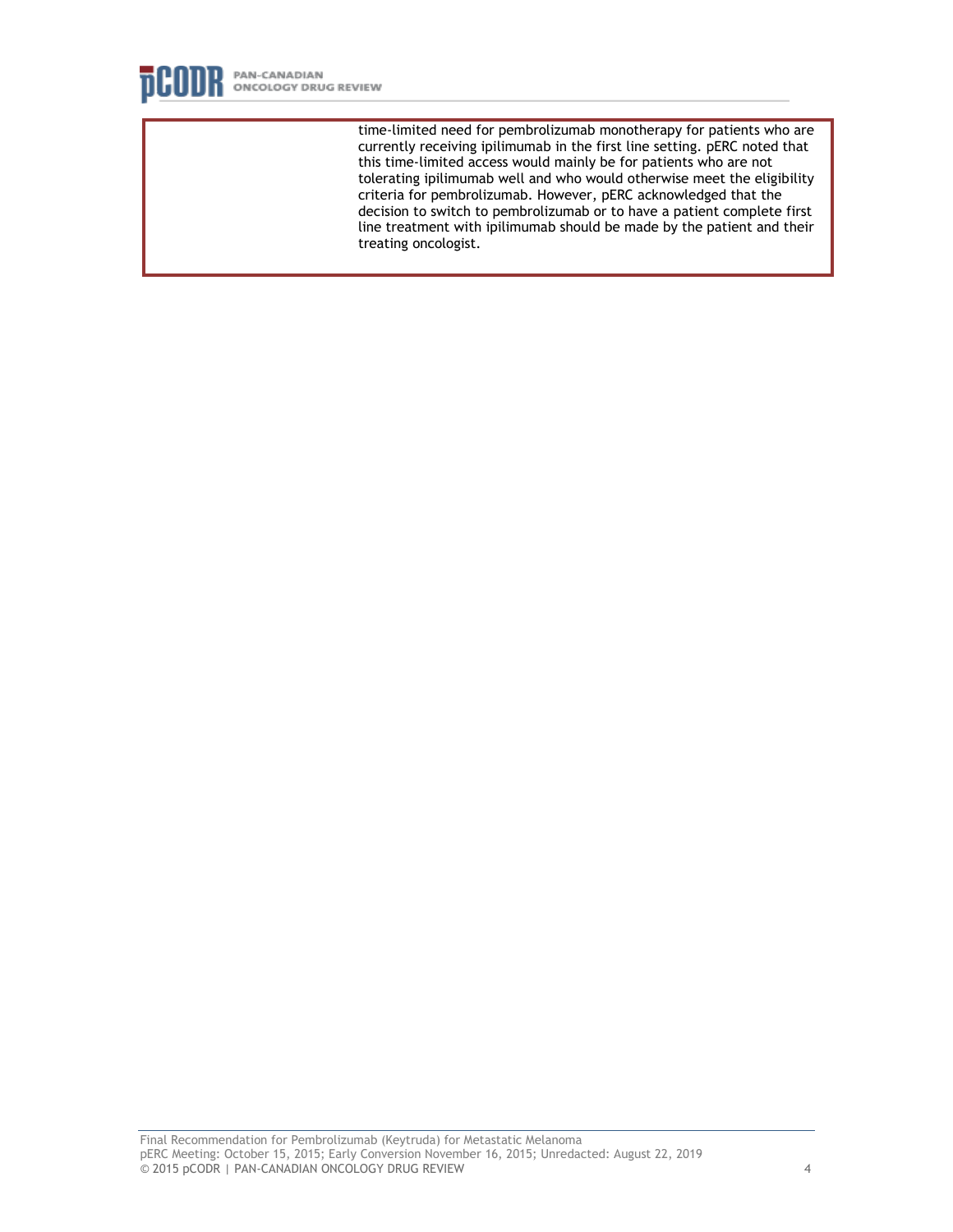time-limited need for pembrolizumab monotherapy for patients who are currently receiving ipilimumab in the first line setting. pERC noted that this time-limited access would mainly be for patients who are not tolerating ipilimumab well and who would otherwise meet the eligibility criteria for pembrolizumab. However, pERC acknowledged that the decision to switch to pembrolizumab or to have a patient complete first line treatment with ipilimumab should be made by the patient and their treating oncologist.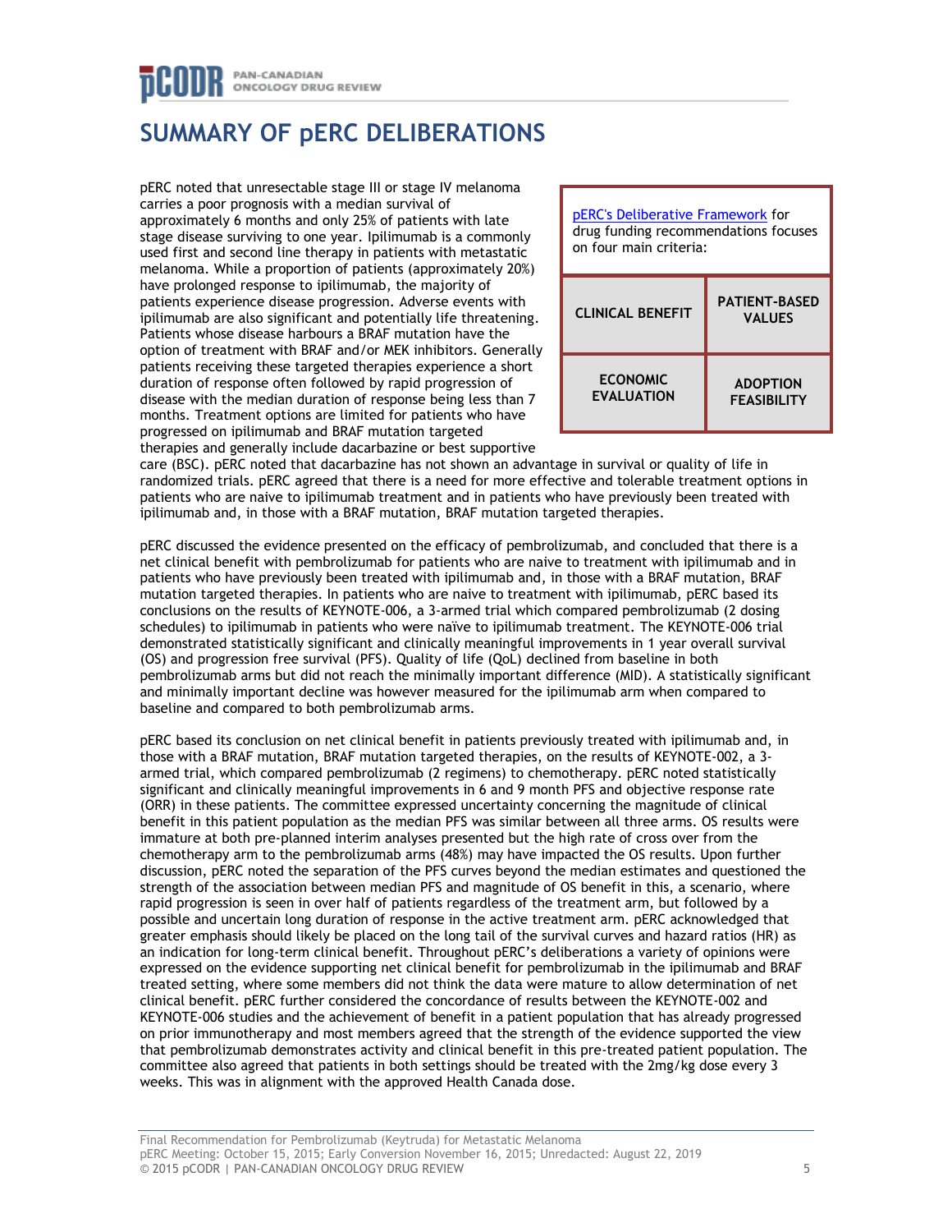# SUMMARY OF pERC DELIBERATIONS

| pERC's Deliberative Framework for drug funding recommendations focuses on four main criteria: | |
|---|---|
| **CLINICAL BENEFIT** | **PATIENT-BASED VALUES** |
| **ECONOMIC EVALUATION** | **ADOPTION FEASIBILITY** |

pERC noted that unresectable stage III or stage IV melanoma carries a poor prognosis with a median survival of approximately 6 months and only 25% of patients with late stage disease surviving to one year. Ipilimumab is a commonly used first and second line therapy in patients with metastatic melanoma. While a proportion of patients (approximately 20%) have prolonged response to ipilimumab, the majority of patients experience disease progression. Adverse events with ipilimumab are also significant and potentially life threatening. Patients whose disease harbours a BRAF mutation have the option of treatment with BRAF and/or MEK inhibitors. Generally patients receiving these targeted therapies experience a short duration of response often followed by rapid progression of disease with the median duration of response being less than 7 months. Treatment options are limited for patients who have progressed on ipilimumab and BRAF mutation targeted therapies and generally include dacarbazine or best supportive care (BSC). pERC noted that dacarbazine has not shown an advantage in survival or quality of life in randomized trials. pERC agreed that there is a need for more effective and tolerable treatment options in patients who are naive to ipilimumab treatment and in patients who have previously been treated with ipilimumab and, in those with a BRAF mutation, BRAF mutation targeted therapies.

pERC discussed the evidence presented on the efficacy of pembrolizumab, and concluded that there is a net clinical benefit with pembrolizumab for patients who are naive to treatment with ipilimumab and in patients who have previously been treated with ipilimumab and, in those with a BRAF mutation, BRAF mutation targeted therapies. In patients who are naive to treatment with ipilimumab, pERC based its conclusions on the results of KEYNOTE-006, a 3-armed trial which compared pembrolizumab (2 dosing schedules) to ipilimumab in patients who were naïve to ipilimumab treatment. The KEYNOTE-006 trial demonstrated statistically significant and clinically meaningful improvements in 1 year overall survival (OS) and progression free survival (PFS). Quality of life (QoL) declined from baseline in both pembrolizumab arms but did not reach the minimally important difference (MID). A statistically significant and minimally important decline was however measured for the ipilumumab arm when compared to baseline and compared to both pembrolizumab arms.

pERC based its conclusion on net clinical benefit in patients previously treated with ipilimumab and, in those with a BRAF mutation, BRAF mutation targeted therapies, on the results of KEYNOTE-002, a 3-armed trial, which compared pembrolizumab (2 regimens) to chemotherapy. pERC noted statistically significant and clinically meaningful improvements in 6 and 9 month PFS and objective response rate (ORR) in these patients. The committee expressed uncertainty concerning the magnitude of clinical benefit in this patient population as the median PFS was similar between all three arms. OS results were immature at both pre-planned interim analyses presented but the high rate of cross over from the chemotherapy arm to the pembrolizumab arms (48%) may have impacted the OS results. Upon further discussion, pERC noted the separation of the PFS curves beyond the median estimates and questioned the strength of the association between median PFS and magnitude of OS benefit in this, a scenario, where rapid progression is seen in over half of patients regardless of the treatment arm, but followed by a possible and uncertain long duration of response in the active treatment arm. pERC acknowledged that greater emphasis should likely be placed on the long tail of the survival curves and hazard ratios (HR) as an indication for long-term clinical benefit. Throughout pERC's deliberations a variety of opinions were expressed on the evidence supporting net clinical benefit for pembrolizumab in the ipilimumab and BRAF treated setting, where some members did not think the data were mature to allow determination of net clinical benefit. pERC further considered the concordance of results between the KEYNOTE-002 and KEYNOTE-006 studies and the achievement of benefit in a patient population that has already progressed on prior immunotherapy and most members agreed that the strength of the evidence supported the view that pembrolizumab demonstrates activity and clinical benefit in this pre-treated patient population. The committee also agreed that patients in both settings should be treated with the 2mg/kg dose every 3 weeks. This was in alignment with the approved Health Canada dose.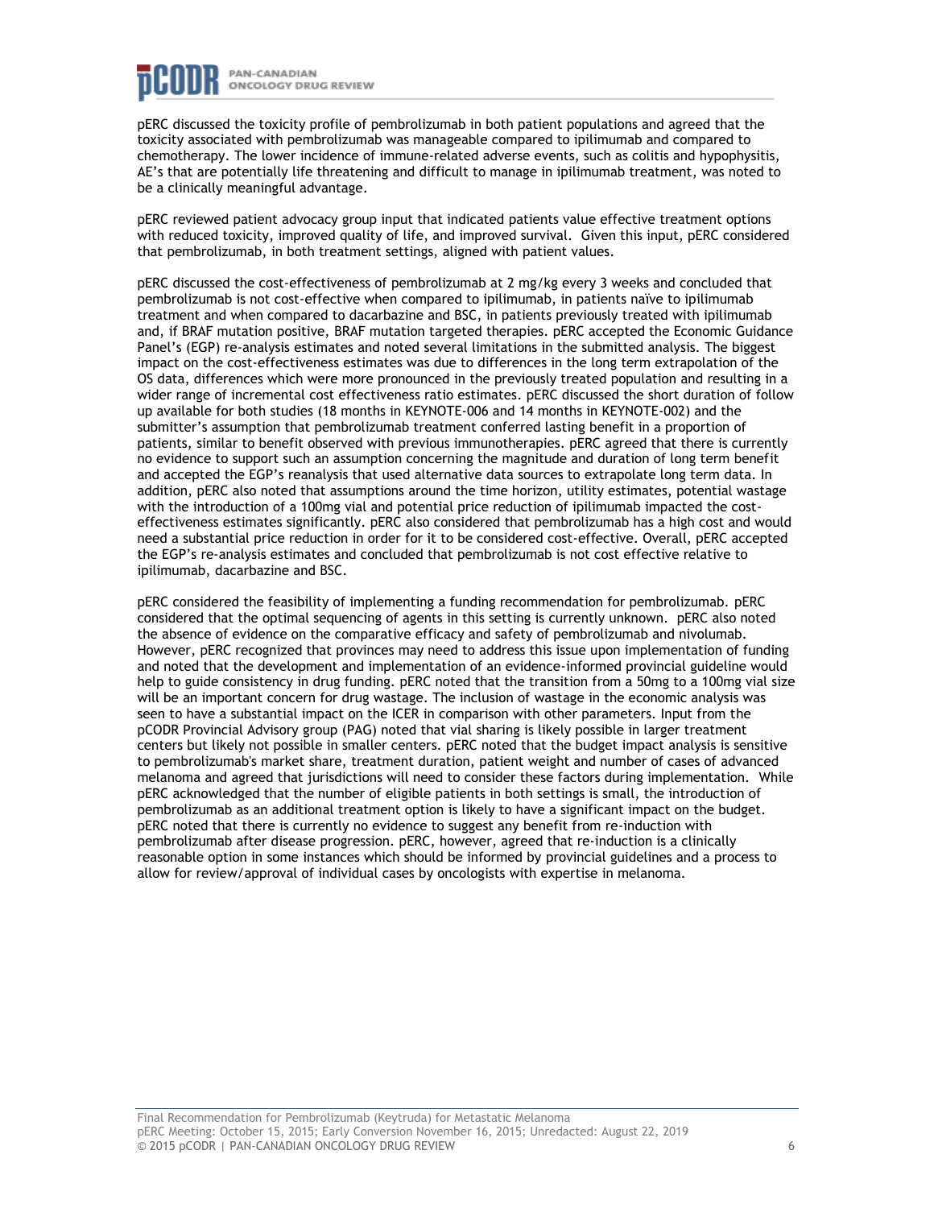pERC discussed the toxicity profile of pembrolizumab in both patient populations and agreed that the toxicity associated with pembrolizumab was manageable compared to ipilimumab and compared to chemotherapy. The lower incidence of immune-related adverse events, such as colitis and hypophysitis, AE's that are potentially life threatening and difficult to manage in ipilimumab treatment, was noted to be a clinically meaningful advantage.

pERC reviewed patient advocacy group input that indicated patients value effective treatment options with reduced toxicity, improved quality of life, and improved survival. Given this input, pERC considered that pembrolizumab, in both treatment settings, aligned with patient values.

pERC discussed the cost-effectiveness of pembrolizumab at 2 mg/kg every 3 weeks and concluded that pembrolizumab is not cost-effective when compared to ipilimumab, in patients naïve to ipilimumab treatment and when compared to dacarbazine and BSC, in patients previously treated with ipilimumab and, if BRAF mutation positive, BRAF mutation targeted therapies. pERC accepted the Economic Guidance Panel's (EGP) re-analysis estimates and noted several limitations in the submitted analysis. The biggest impact on the cost-effectiveness estimates was due to differences in the long term extrapolation of the OS data, differences which were more pronounced in the previously treated population and resulting in a wider range of incremental cost effectiveness ratio estimates. pERC discussed the short duration of follow up available for both studies (18 months in KEYNOTE-006 and 14 months in KEYNOTE-002) and the submitter's assumption that pembrolizumab treatment conferred lasting benefit in a proportion of patients, similar to benefit observed with previous immunotherapies. pERC agreed that there is currently no evidence to support such an assumption concerning the magnitude and duration of long term benefit and accepted the EGP's reanalysis that used alternative data sources to extrapolate long term data. In addition, pERC also noted that assumptions around the time horizon, utility estimates, potential wastage with the introduction of a 100mg vial and potential price reduction of ipilimumab impacted the cost-effectiveness estimates significantly. pERC also considered that pembrolizumab has a high cost and would need a substantial price reduction in order for it to be considered cost-effective. Overall, pERC accepted the EGP's re-analysis estimates and concluded that pembrolizumab is not cost effective relative to ipilimumab, dacarbazine and BSC.

pERC considered the feasibility of implementing a funding recommendation for pembrolizumab. pERC considered that the optimal sequencing of agents in this setting is currently unknown. pERC also noted the absence of evidence on the comparative efficacy and safety of pembrolizumab and nivolumab. However, pERC recognized that provinces may need to address this issue upon implementation of funding and noted that the development and implementation of an evidence-informed provincial guideline would help to guide consistency in drug funding. pERC noted that the transition from a 50mg to a 100mg vial size will be an important concern for drug wastage. The inclusion of wastage in the economic analysis was seen to have a substantial impact on the ICER in comparison with other parameters. Input from the pCODR Provincial Advisory group (PAG) noted that vial sharing is likely possible in larger treatment centers but likely not possible in smaller centers. pERC noted that the budget impact analysis is sensitive to pembrolizumab's market share, treatment duration, patient weight and number of cases of advanced melanoma and agreed that jurisdictions will need to consider these factors during implementation. While pERC acknowledged that the number of eligible patients in both settings is small, the introduction of pembrolizumab as an additional treatment option is likely to have a significant impact on the budget. pERC noted that there is currently no evidence to suggest any benefit from re-induction with pembrolizumab after disease progression. pERC, however, agreed that re-induction is a clinically reasonable option in some instances which should be informed by provincial guidelines and a process to allow for review/approval of individual cases by oncologists with expertise in melanoma.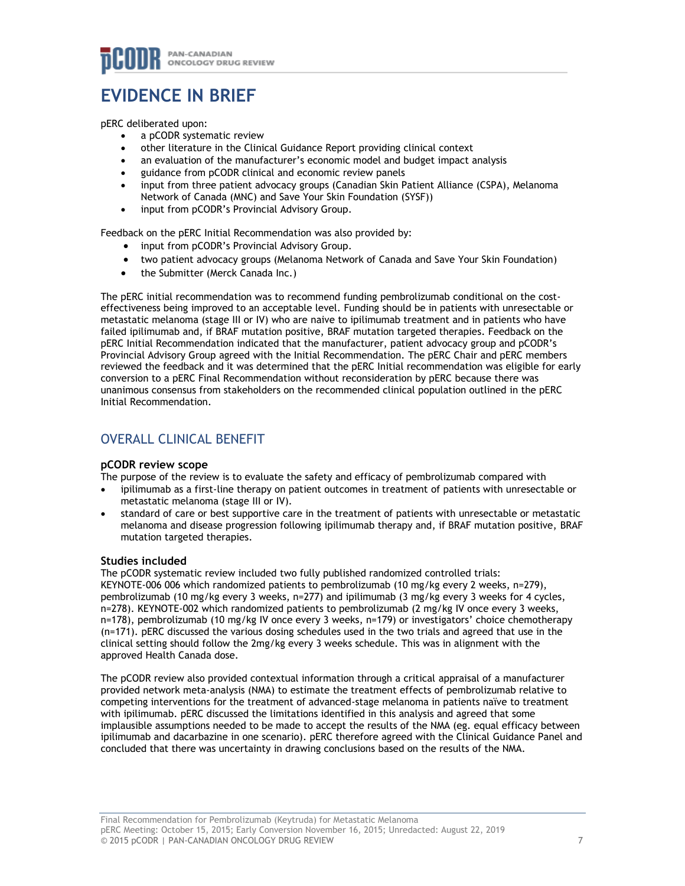# EVIDENCE IN BRIEF

pERC deliberated upon:

- a pCODR systematic review
- other literature in the Clinical Guidance Report providing clinical context
- an evaluation of the manufacturer's economic model and budget impact analysis
- guidance from pCODR clinical and economic review panels
- input from three patient advocacy groups (Canadian Skin Patient Alliance (CSPA), Melanoma Network of Canada (MNC) and Save Your Skin Foundation (SYSF))
- input from pCODR's Provincial Advisory Group.

Feedback on the pERC Initial Recommendation was also provided by:

- input from pCODR's Provincial Advisory Group.
- two patient advocacy groups (Melanoma Network of Canada and Save Your Skin Foundation)
- the Submitter (Merck Canada Inc.)

The pERC initial recommendation was to recommend funding pembrolizumab conditional on the cost-effectiveness being improved to an acceptable level. Funding should be in patients with unresectable or metastatic melanoma (stage III or IV) who are naive to ipilimumab treatment and in patients who have failed ipilimumab and, if BRAF mutation positive, BRAF mutation targeted therapies. Feedback on the pERC Initial Recommendation indicated that the manufacturer, patient advocacy group and pCODR's Provincial Advisory Group agreed with the Initial Recommendation. The pERC Chair and pERC members reviewed the feedback and it was determined that the pERC Initial recommendation was eligible for early conversion to a pERC Final Recommendation without reconsideration by pERC because there was unanimous consensus from stakeholders on the recommended clinical population outlined in the pERC Initial Recommendation.

## OVERALL CLINICAL BENEFIT

### pCODR review scope

The purpose of the review is to evaluate the safety and efficacy of pembrolizumab compared with

- ipilimumab as a first-line therapy on patient outcomes in treatment of patients with unresectable or metastatic melanoma (stage III or IV).
- standard of care or best supportive care in the treatment of patients with unresectable or metastatic melanoma and disease progression following ipilimumab therapy and, if BRAF mutation positive, BRAF mutation targeted therapies.

### Studies included

The pCODR systematic review included two fully published randomized controlled trials: KEYNOTE-006 006 which randomized patients to pembrolizumab (10 mg/kg every 2 weeks, n=279), pembrolizumab (10 mg/kg every 3 weeks, n=277) and ipilimumab (3 mg/kg every 3 weeks for 4 cycles, n=278). KEYNOTE-002 which randomized patients to pembrolizumab (2 mg/kg IV once every 3 weeks, n=178), pembrolizumab (10 mg/kg IV once every 3 weeks, n=179) or investigators' choice chemotherapy (n=171). pERC discussed the various dosing schedules used in the two trials and agreed that use in the clinical setting should follow the 2mg/kg every 3 weeks schedule. This was in alignment with the approved Health Canada dose.

The pCODR review also provided contextual information through a critical appraisal of a manufacturer provided network meta-analysis (NMA) to estimate the treatment effects of pembrolizumab relative to competing interventions for the treatment of advanced-stage melanoma in patients naïve to treatment with ipilimumab. pERC discussed the limitations identified in this analysis and agreed that some implausible assumptions needed to be made to accept the results of the NMA (eg. equal efficacy between ipilimumab and dacarbazine in one scenario). pERC therefore agreed with the Clinical Guidance Panel and concluded that there was uncertainty in drawing conclusions based on the results of the NMA.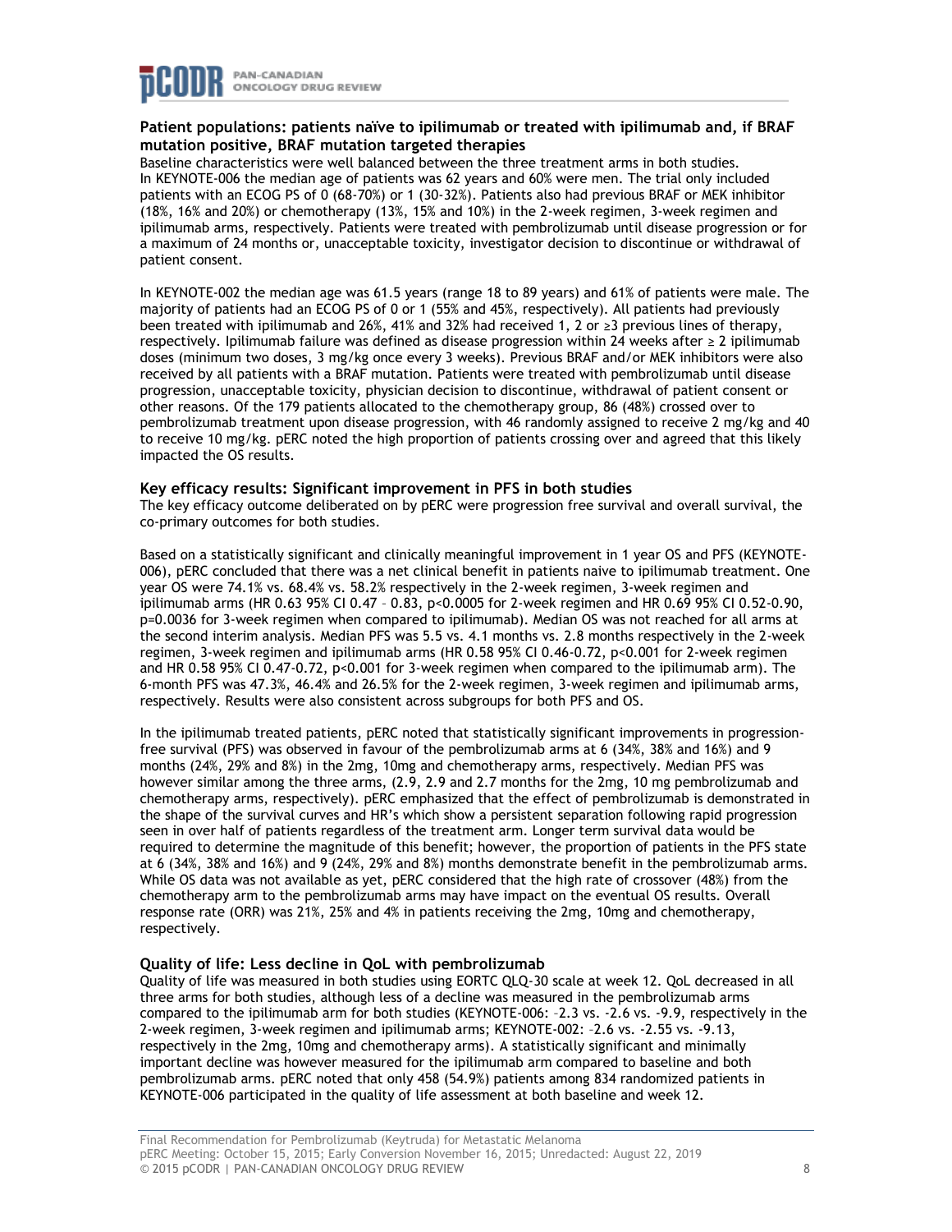### Patient populations: patients naïve to ipilimumab or treated with ipilimumab and, if BRAF mutation positive, BRAF mutation targeted therapies

Baseline characteristics were well balanced between the three treatment arms in both studies. In KEYNOTE-006 the median age of patients was 62 years and 60% were men. The trial only included patients with an ECOG PS of 0 (68-70%) or 1 (30-32%). Patients also had previous BRAF or MEK inhibitor (18%, 16% and 20%) or chemotherapy (13%, 15% and 10%) in the 2-week regimen, 3-week regimen and ipilimumab arms, respectively. Patients were treated with pembrolizumab until disease progression or for a maximum of 24 months or, unacceptable toxicity, investigator decision to discontinue or withdrawal of patient consent.

In KEYNOTE-002 the median age was 61.5 years (range 18 to 89 years) and 61% of patients were male. The majority of patients had an ECOG PS of 0 or 1 (55% and 45%, respectively). All patients had previously been treated with ipilimumab and 26%, 41% and 32% had received 1, 2 or ≥3 previous lines of therapy, respectively. Ipilimumab failure was defined as disease progression within 24 weeks after ≥ 2 ipilimumab doses (minimum two doses, 3 mg/kg once every 3 weeks). Previous BRAF and/or MEK inhibitors were also received by all patients with a BRAF mutation. Patients were treated with pembrolizumab until disease progression, unacceptable toxicity, physician decision to discontinue, withdrawal of patient consent or other reasons. Of the 179 patients allocated to the chemotherapy group, 86 (48%) crossed over to pembrolizumab treatment upon disease progression, with 46 randomly assigned to receive 2 mg/kg and 40 to receive 10 mg/kg. pERC noted the high proportion of patients crossing over and agreed that this likely impacted the OS results.

### Key efficacy results: Significant improvement in PFS in both studies

The key efficacy outcome deliberated on by pERC were progression free survival and overall survival, the co-primary outcomes for both studies.

Based on a statistically significant and clinically meaningful improvement in 1 year OS and PFS (KEYNOTE-006), pERC concluded that there was a net clinical benefit in patients naive to ipilimumab treatment. One year OS were 74.1% vs. 68.4% vs. 58.2% respectively in the 2-week regimen, 3-week regimen and ipilimumab arms (HR 0.63 95% CI 0.47 – 0.83, p<0.0005 for 2-week regimen and HR 0.69 95% CI 0.52-0.90, p=0.0036 for 3-week regimen when compared to ipilimumab). Median OS was not reached for all arms at the second interim analysis. Median PFS was 5.5 vs. 4.1 months vs. 2.8 months respectively in the 2-week regimen, 3-week regimen and ipilimumab arms (HR 0.58 95% CI 0.46-0.72, p<0.001 for 2-week regimen and HR 0.58 95% CI 0.47-0.72, p<0.001 for 3-week regimen when compared to the ipilimumab arm). The 6-month PFS was 47.3%, 46.4% and 26.5% for the 2-week regimen, 3-week regimen and ipilimumab arms, respectively. Results were also consistent across subgroups for both PFS and OS.

In the ipilimumab treated patients, pERC noted that statistically significant improvements in progression-free survival (PFS) was observed in favour of the pembrolizumab arms at 6 (34%, 38% and 16%) and 9 months (24%, 29% and 8%) in the 2mg, 10mg and chemotherapy arms, respectively. Median PFS was however similar among the three arms, (2.9, 2.9 and 2.7 months for the 2mg, 10 mg pembrolizumab and chemotherapy arms, respectively). pERC emphasized that the effect of pembrolizumab is demonstrated in the shape of the survival curves and HR's which show a persistent separation following rapid progression seen in over half of patients regardless of the treatment arm. Longer term survival data would be required to determine the magnitude of this benefit; however, the proportion of patients in the PFS state at 6 (34%, 38% and 16%) and 9 (24%, 29% and 8%) months demonstrate benefit in the pembrolizumab arms. While OS data was not available as yet, pERC considered that the high rate of crossover (48%) from the chemotherapy arm to the pembrolizumab arms may have impact on the eventual OS results. Overall response rate (ORR) was 21%, 25% and 4% in patients receiving the 2mg, 10mg and chemotherapy, respectively.

### Quality of life: Less decline in QoL with pembrolizumab

Quality of life was measured in both studies using EORTC QLQ-30 scale at week 12. QoL decreased in all three arms for both studies, although less of a decline was measured in the pembrolizumab arms compared to the ipilimumab arm for both studies (KEYNOTE-006: –2.3 vs. -2.6 vs. -9.9, respectively in the 2-week regimen, 3-week regimen and ipilimumab arms; KEYNOTE-002: –2.6 vs. -2.55 vs. -9.13, respectively in the 2mg, 10mg and chemotherapy arms). A statistically significant and minimally important decline was however measured for the ipilimumab arm compared to baseline and both pembrolizumab arms. pERC noted that only 458 (54.9%) patients among 834 randomized patients in KEYNOTE-006 participated in the quality of life assessment at both baseline and week 12.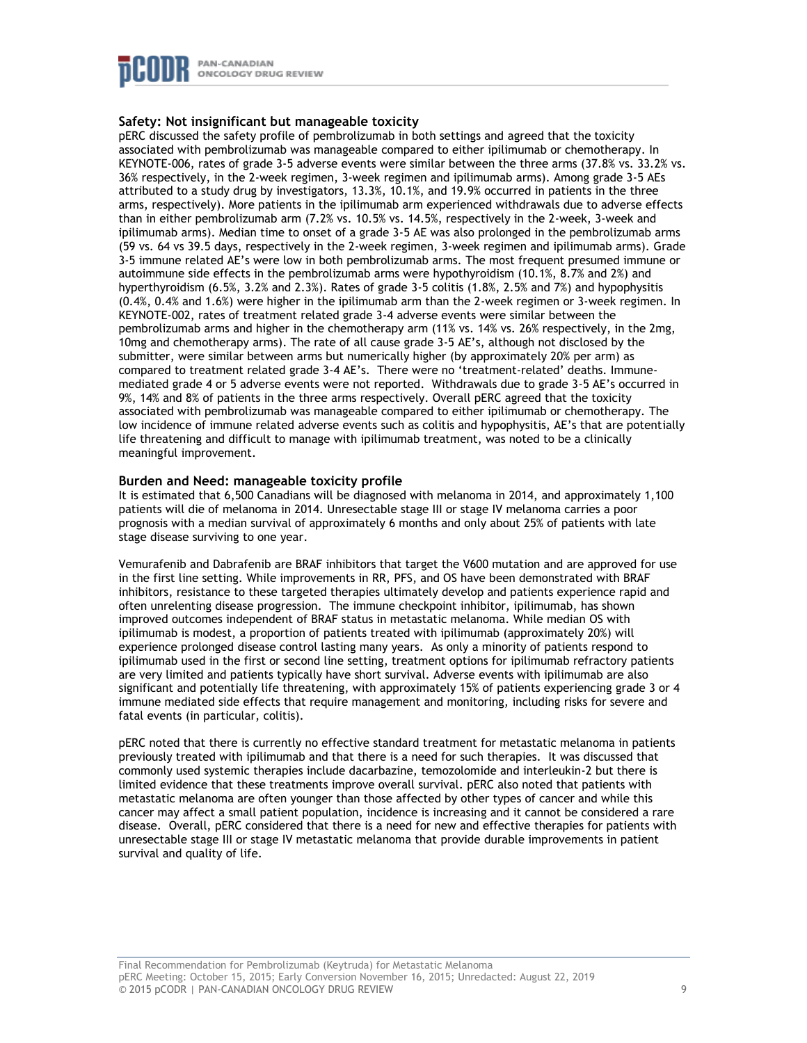### Safety: Not insignificant but manageable toxicity

pERC discussed the safety profile of pembrolizumab in both settings and agreed that the toxicity associated with pembrolizumab was manageable compared to either ipilimumab or chemotherapy. In KEYNOTE-006, rates of grade 3-5 adverse events were similar between the three arms (37.8% vs. 33.2% vs. 36% respectively, in the 2-week regimen, 3-week regimen and ipilimumab arms). Among grade 3-5 AEs attributed to a study drug by investigators, 13.3%, 10.1%, and 19.9% occurred in patients in the three arms, respectively). More patients in the ipilimumab arm experienced withdrawals due to adverse effects than in either pembrolizumab arm (7.2% vs. 10.5% vs. 14.5%, respectively in the 2-week, 3-week and ipilimumab arms). Median time to onset of a grade 3-5 AE was also prolonged in the pembrolizumab arms (59 vs. 64 vs 39.5 days, respectively in the 2-week regimen, 3-week regimen and ipilimumab arms). Grade 3-5 immune related AE's were low in both pembrolizumab arms. The most frequent presumed immune or autoimmune side effects in the pembrolizumab arms were hypothyroidism (10.1%, 8.7% and 2%) and hyperthyroidism (6.5%, 3.2% and 2.3%). Rates of grade 3-5 colitis (1.8%, 2.5% and 7%) and hypophysitis (0.4%, 0.4% and 1.6%) were higher in the ipilimumab arm than the 2-week regimen or 3-week regimen. In KEYNOTE-002, rates of treatment related grade 3-4 adverse events were similar between the pembrolizumab arms and higher in the chemotherapy arm (11% vs. 14% vs. 26% respectively, in the 2mg, 10mg and chemotherapy arms). The rate of all cause grade 3-5 AE's, although not disclosed by the submitter, were similar between arms but numerically higher (by approximately 20% per arm) as compared to treatment related grade 3-4 AE's. There were no 'treatment-related' deaths. Immune-mediated grade 4 or 5 adverse events were not reported. Withdrawals due to grade 3-5 AE's occurred in 9%, 14% and 8% of patients in the three arms respectively. Overall pERC agreed that the toxicity associated with pembrolizumab was manageable compared to either ipilimumab or chemotherapy. The low incidence of immune related adverse events such as colitis and hypophysitis, AE's that are potentially life threatening and difficult to manage with ipilimumab treatment, was noted to be a clinically meaningful improvement.

### Burden and Need: manageable toxicity profile

It is estimated that 6,500 Canadians will be diagnosed with melanoma in 2014, and approximately 1,100 patients will die of melanoma in 2014. Unresectable stage III or stage IV melanoma carries a poor prognosis with a median survival of approximately 6 months and only about 25% of patients with late stage disease surviving to one year.

Vemurafenib and Dabrafenib are BRAF inhibitors that target the V600 mutation and are approved for use in the first line setting. While improvements in RR, PFS, and OS have been demonstrated with BRAF inhibitors, resistance to these targeted therapies ultimately develop and patients experience rapid and often unrelenting disease progression. The immune checkpoint inhibitor, ipilimumab, has shown improved outcomes independent of BRAF status in metastatic melanoma. While median OS with ipilimumab is modest, a proportion of patients treated with ipilimumab (approximately 20%) will experience prolonged disease control lasting many years. As only a minority of patients respond to ipilimumab used in the first or second line setting, treatment options for ipilimumab refractory patients are very limited and patients typically have short survival. Adverse events with ipilimumab are also significant and potentially life threatening, with approximately 15% of patients experiencing grade 3 or 4 immune mediated side effects that require management and monitoring, including risks for severe and fatal events (in particular, colitis).

pERC noted that there is currently no effective standard treatment for metastatic melanoma in patients previously treated with ipilimumab and that there is a need for such therapies. It was discussed that commonly used systemic therapies include dacarbazine, temozolomide and interleukin-2 but there is limited evidence that these treatments improve overall survival. pERC also noted that patients with metastatic melanoma are often younger than those affected by other types of cancer and while this cancer may affect a small patient population, incidence is increasing and it cannot be considered a rare disease. Overall, pERC considered that there is a need for new and effective therapies for patients with unresectable stage III or stage IV metastatic melanoma that provide durable improvements in patient survival and quality of life.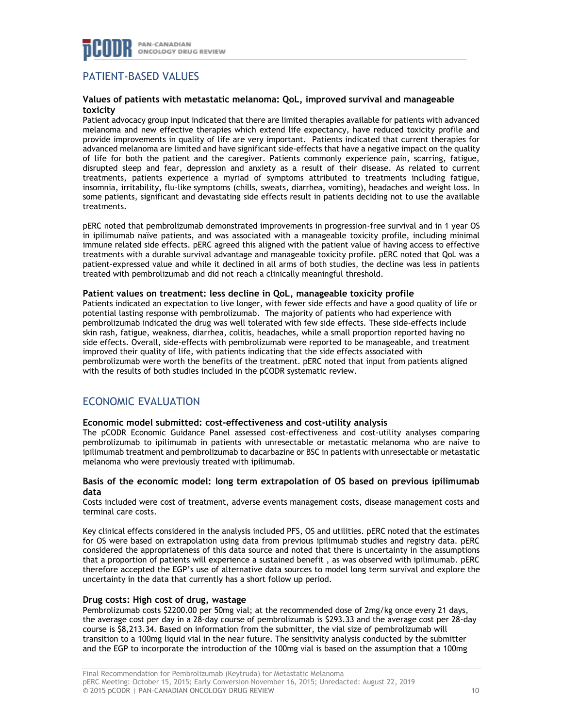## PATIENT-BASED VALUES

### Values of patients with metastatic melanoma: QoL, improved survival and manageable toxicity

Patient advocacy group input indicated that there are limited therapies available for patients with advanced melanoma and new effective therapies which extend life expectancy, have reduced toxicity profile and provide improvements in quality of life are very important. Patients indicated that current therapies for advanced melanoma are limited and have significant side-effects that have a negative impact on the quality of life for both the patient and the caregiver. Patients commonly experience pain, scarring, fatigue, disrupted sleep and fear, depression and anxiety as a result of their disease. As related to current treatments, patients experience a myriad of symptoms attributed to treatments including fatigue, insomnia, irritability, flu-like symptoms (chills, sweats, diarrhea, vomiting), headaches and weight loss. In some patients, significant and devastating side effects result in patients deciding not to use the available treatments.

pERC noted that pembrolizumab demonstrated improvements in progression-free survival and in 1 year OS in ipilimumab naïve patients, and was associated with a manageable toxicity profile, including minimal immune related side effects. pERC agreed this aligned with the patient value of having access to effective treatments with a durable survival advantage and manageable toxicity profile. pERC noted that QoL was a patient-expressed value and while it declined in all arms of both studies, the decline was less in patients treated with pembrolizumab and did not reach a clinically meaningful threshold.

### Patient values on treatment: less decline in QoL, manageable toxicity profile

Patients indicated an expectation to live longer, with fewer side effects and have a good quality of life or potential lasting response with pembrolizumab. The majority of patients who had experience with pembrolizumab indicated the drug was well tolerated with few side effects. These side-effects include skin rash, fatigue, weakness, diarrhea, colitis, headaches, while a small proportion reported having no side effects. Overall, side-effects with pembrolizumab were reported to be manageable, and treatment improved their quality of life, with patients indicating that the side effects associated with pembrolizumab were worth the benefits of the treatment. pERC noted that input from patients aligned with the results of both studies included in the pCODR systematic review.

## ECONOMIC EVALUATION

### Economic model submitted: cost-effectiveness and cost-utility analysis

The pCODR Economic Guidance Panel assessed cost-effectiveness and cost-utility analyses comparing pembrolizumab to ipilimumab in patients with unresectable or metastatic melanoma who are naive to ipilimumab treatment and pembrolizumab to dacarbazine or BSC in patients with unresectable or metastatic melanoma who were previously treated with ipilimumab.

### Basis of the economic model: long term extrapolation of OS based on previous ipilimumab data

Costs included were cost of treatment, adverse events management costs, disease management costs and terminal care costs.

Key clinical effects considered in the analysis included PFS, OS and utilities. pERC noted that the estimates for OS were based on extrapolation using data from previous ipilimumab studies and registry data. pERC considered the appropriateness of this data source and noted that there is uncertainty in the assumptions that a proportion of patients will experience a sustained benefit , as was observed with ipilimumab. pERC therefore accepted the EGP's use of alternative data sources to model long term survival and explore the uncertainty in the data that currently has a short follow up period.

### Drug costs: High cost of drug, wastage

Pembrolizumab costs $2200.00 per 50mg vial; at the recommended dose of 2mg/kg once every 21 days, the average cost per day in a 28-day course of pembrolizumab is $293.33 and the average cost per 28-day course is $8,213.34. Based on information from the submitter, the vial size of pembrolizumab will transition to a 100mg liquid vial in the near future. The sensitivity analysis conducted by the submitter and the EGP to incorporate the introduction of the 100mg vial is based on the assumption that a 100mg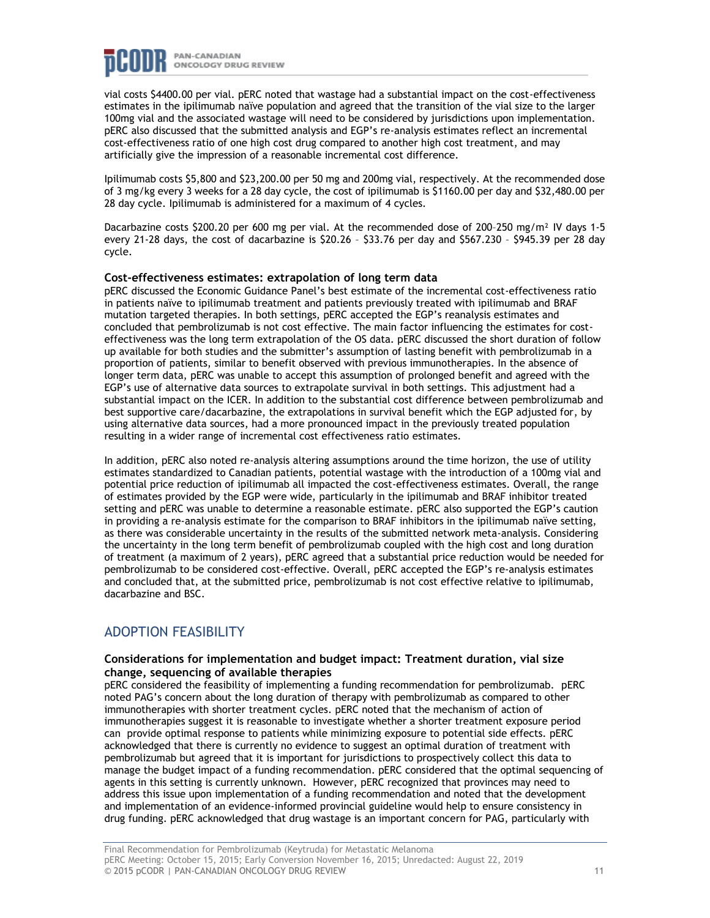vial costs $4400.00 per vial. pERC noted that wastage had a substantial impact on the cost-effectiveness estimates in the ipilimumab naïve population and agreed that the transition of the vial size to the larger 100mg vial and the associated wastage will need to be considered by jurisdictions upon implementation. pERC also discussed that the submitted analysis and EGP's re-analysis estimates reflect an incremental cost-effectiveness ratio of one high cost drug compared to another high cost treatment, and may artificially give the impression of a reasonable incremental cost difference.

Ipilimumab costs $5,800 and $23,200.00 per 50 mg and 200mg vial, respectively. At the recommended dose of 3 mg/kg every 3 weeks for a 28 day cycle, the cost of ipilimumab is $1160.00 per day and $32,480.00 per 28 day cycle. Ipilimumab is administered for a maximum of 4 cycles.

Dacarbazine costs $200.20 per 600 mg per vial. At the recommended dose of 200–250 mg/m² IV days 1-5 every 21-28 days, the cost of dacarbazine is $20.26 – $33.76 per day and $567.230 – $945.39 per 28 day cycle.

### Cost-effectiveness estimates: extrapolation of long term data

pERC discussed the Economic Guidance Panel's best estimate of the incremental cost-effectiveness ratio in patients naïve to ipilimumab treatment and patients previously treated with ipilimumab and BRAF mutation targeted therapies. In both settings, pERC accepted the EGP's reanalysis estimates and concluded that pembrolizumab is not cost effective. The main factor influencing the estimates for cost-effectiveness was the long term extrapolation of the OS data. pERC discussed the short duration of follow up available for both studies and the submitter's assumption of lasting benefit with pembrolizumab in a proportion of patients, similar to benefit observed with previous immunotherapies. In the absence of longer term data, pERC was unable to accept this assumption of prolonged benefit and agreed with the EGP's use of alternative data sources to extrapolate survival in both settings. This adjustment had a substantial impact on the ICER. In addition to the substantial cost difference between pembrolizumab and best supportive care/dacarbazine, the extrapolations in survival benefit which the EGP adjusted for, by using alternative data sources, had a more pronounced impact in the previously treated population resulting in a wider range of incremental cost effectiveness ratio estimates.

In addition, pERC also noted re-analysis altering assumptions around the time horizon, the use of utility estimates standardized to Canadian patients, potential wastage with the introduction of a 100mg vial and potential price reduction of ipilimumab all impacted the cost-effectiveness estimates. Overall, the range of estimates provided by the EGP were wide, particularly in the ipilimumab and BRAF inhibitor treated setting and pERC was unable to determine a reasonable estimate. pERC also supported the EGP's caution in providing a re-analysis estimate for the comparison to BRAF inhibitors in the ipilimumab naïve setting, as there was considerable uncertainty in the results of the submitted network meta-analysis. Considering the uncertainty in the long term benefit of pembrolizumab coupled with the high cost and long duration of treatment (a maximum of 2 years), pERC agreed that a substantial price reduction would be needed for pembrolizumab to be considered cost-effective. Overall, pERC accepted the EGP's re-analysis estimates and concluded that, at the submitted price, pembrolizumab is not cost effective relative to ipilimumab, dacarbazine and BSC.

## ADOPTION FEASIBILITY

### Considerations for implementation and budget impact: Treatment duration, vial size change, sequencing of available therapies

pERC considered the feasibility of implementing a funding recommendation for pembrolizumab. pERC noted PAG's concern about the long duration of therapy with pembrolizumab as compared to other immunotherapies with shorter treatment cycles. pERC noted that the mechanism of action of immunotherapies suggest it is reasonable to investigate whether a shorter treatment exposure period can provide optimal response to patients while minimizing exposure to potential side effects. pERC acknowledged that there is currently no evidence to suggest an optimal duration of treatment with pembrolizumab but agreed that it is important for jurisdictions to prospectively collect this data to manage the budget impact of a funding recommendation. pERC considered that the optimal sequencing of agents in this setting is currently unknown. However, pERC recognized that provinces may need to address this issue upon implementation of a funding recommendation and noted that the development and implementation of an evidence-informed provincial guideline would help to ensure consistency in drug funding. pERC acknowledged that drug wastage is an important concern for PAG, particularly with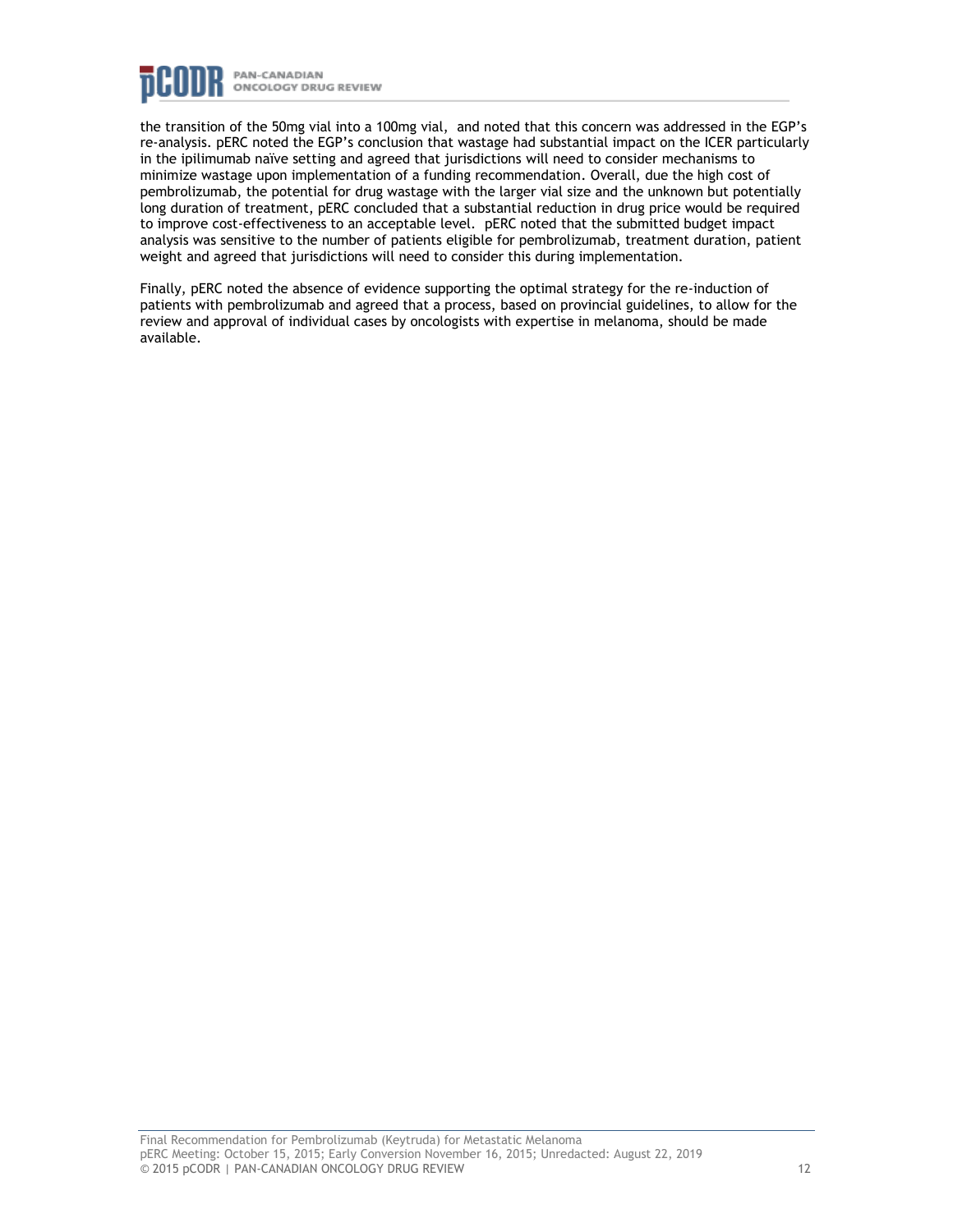the transition of the 50mg vial into a 100mg vial, and noted that this concern was addressed in the EGP's re-analysis. pERC noted the EGP's conclusion that wastage had substantial impact on the ICER particularly in the ipilimumab naïve setting and agreed that jurisdictions will need to consider mechanisms to minimize wastage upon implementation of a funding recommendation. Overall, due the high cost of pembrolizumab, the potential for drug wastage with the larger vial size and the unknown but potentially long duration of treatment, pERC concluded that a substantial reduction in drug price would be required to improve cost-effectiveness to an acceptable level. pERC noted that the submitted budget impact analysis was sensitive to the number of patients eligible for pembrolizumab, treatment duration, patient weight and agreed that jurisdictions will need to consider this during implementation.

Finally, pERC noted the absence of evidence supporting the optimal strategy for the re-induction of patients with pembrolizumab and agreed that a process, based on provincial guidelines, to allow for the review and approval of individual cases by oncologists with expertise in melanoma, should be made available.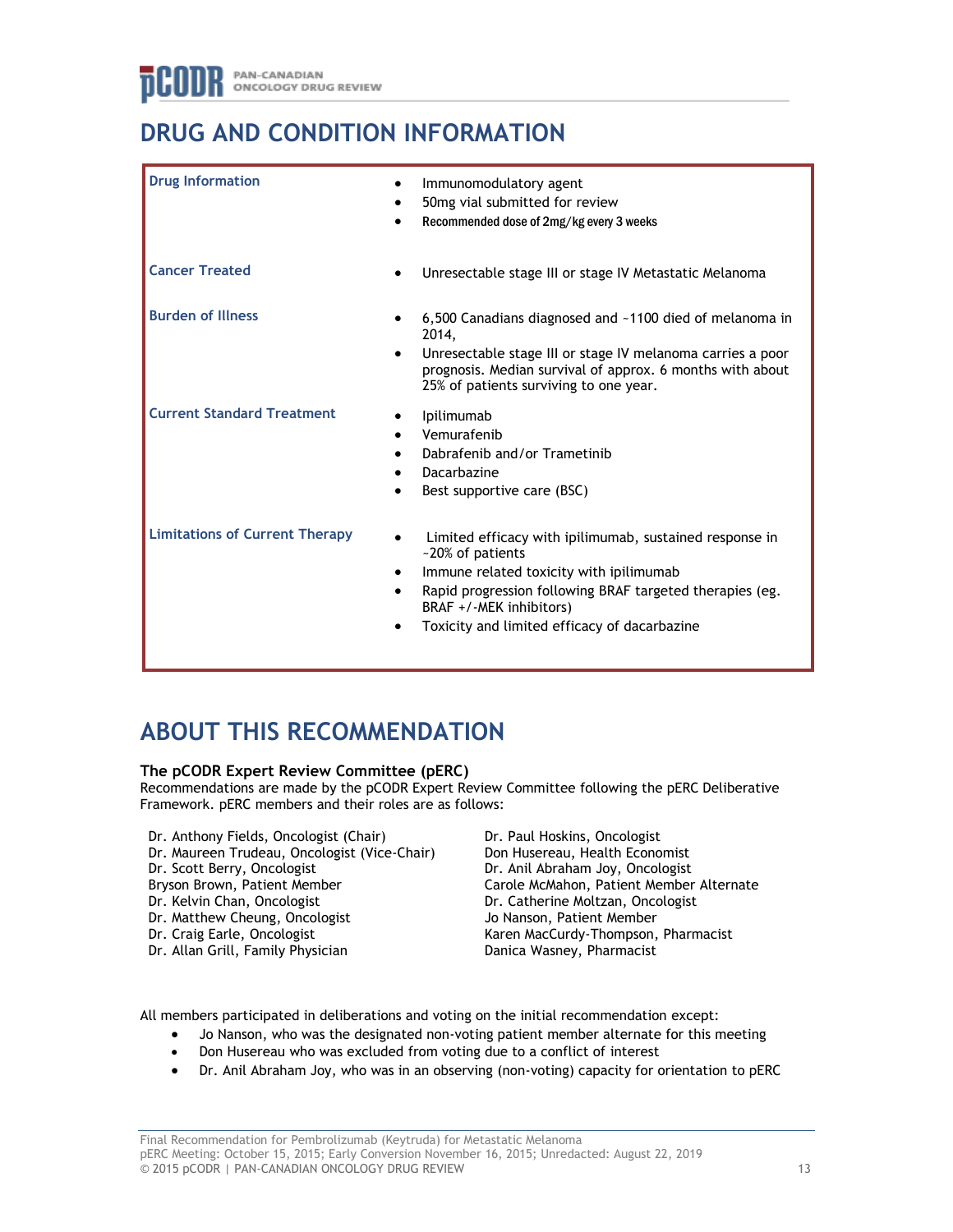# DRUG AND CONDITION INFORMATION

| | |
|---|---|
| **Drug Information** | • Immunomodulatory agent<br>• 50mg vial submitted for review<br>• Recommended dose of 2mg/kg every 3 weeks |
| **Cancer Treated** | • Unresectable stage III or stage IV Metastatic Melanoma |
| **Burden of Illness** | • 6,500 Canadians diagnosed and ~1100 died of melanoma in 2014,<br>• Unresectable stage III or stage IV melanoma carries a poor prognosis. Median survival of approx. 6 months with about 25% of patients surviving to one year. |
| **Current Standard Treatment** | • Ipilimumab<br>• Vemurafenib<br>• Dabrafenib and/or Trametinib<br>• Dacarbazine<br>• Best supportive care (BSC) |
| **Limitations of Current Therapy** | • Limited efficacy with ipilimumab, sustained response in ~20% of patients<br>• Immune related toxicity with ipilimumab<br>• Rapid progression following BRAF targeted therapies (eg. BRAF +/-MEK inhibitors)<br>• Toxicity and limited efficacy of dacarbazine |

# ABOUT THIS RECOMMENDATION

**The pCODR Expert Review Committee (pERC)**

Recommendations are made by the pCODR Expert Review Committee following the pERC Deliberative Framework. pERC members and their roles are as follows:

Dr. Anthony Fields, Oncologist (Chair)
Dr. Maureen Trudeau, Oncologist (Vice-Chair)
Dr. Scott Berry, Oncologist
Bryson Brown, Patient Member
Dr. Kelvin Chan, Oncologist
Dr. Matthew Cheung, Oncologist
Dr. Craig Earle, Oncologist
Dr. Allan Grill, Family Physician
Dr. Paul Hoskins, Oncologist
Don Husereau, Health Economist
Dr. Anil Abraham Joy, Oncologist
Carole McMahon, Patient Member Alternate
Dr. Catherine Moltzan, Oncologist
Jo Nanson, Patient Member
Karen MacCurdy-Thompson, Pharmacist
Danica Wasney, Pharmacist

All members participated in deliberations and voting on the initial recommendation except:

- Jo Nanson, who was the designated non-voting patient member alternate for this meeting
- Don Husereau who was excluded from voting due to a conflict of interest
- Dr. Anil Abraham Joy, who was in an observing (non-voting) capacity for orientation to pERC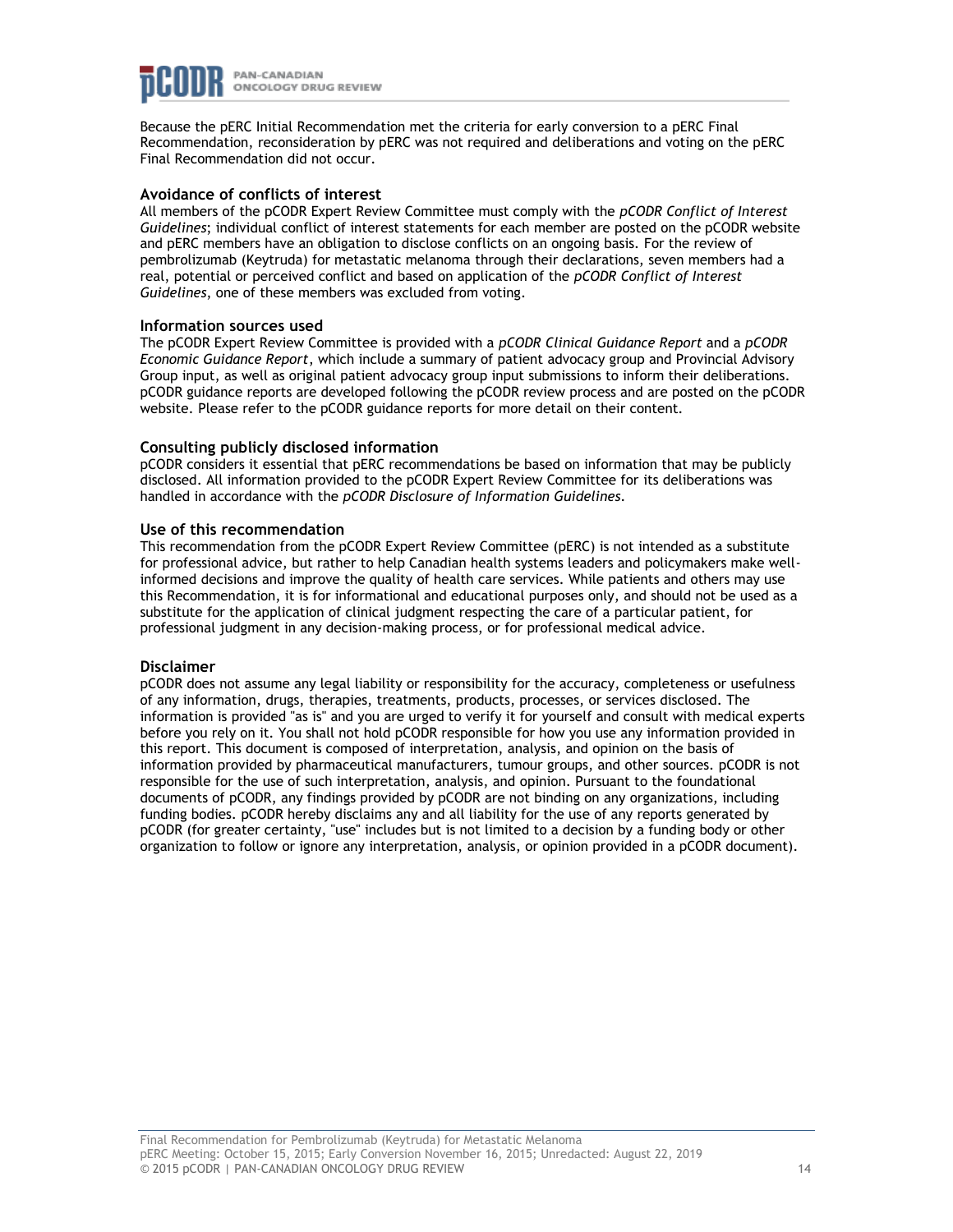Because the pERC Initial Recommendation met the criteria for early conversion to a pERC Final Recommendation, reconsideration by pERC was not required and deliberations and voting on the pERC Final Recommendation did not occur.

### Avoidance of conflicts of interest

All members of the pCODR Expert Review Committee must comply with the *pCODR Conflict of Interest Guidelines*; individual conflict of interest statements for each member are posted on the pCODR website and pERC members have an obligation to disclose conflicts on an ongoing basis. For the review of pembrolizumab (Keytruda) for metastatic melanoma through their declarations, seven members had a real, potential or perceived conflict and based on application of the *pCODR Conflict of Interest Guidelines*, one of these members was excluded from voting.

### Information sources used

The pCODR Expert Review Committee is provided with a *pCODR Clinical Guidance Report* and a *pCODR Economic Guidance Report*, which include a summary of patient advocacy group and Provincial Advisory Group input, as well as original patient advocacy group input submissions to inform their deliberations. pCODR guidance reports are developed following the pCODR review process and are posted on the pCODR website. Please refer to the pCODR guidance reports for more detail on their content.

### Consulting publicly disclosed information

pCODR considers it essential that pERC recommendations be based on information that may be publicly disclosed. All information provided to the pCODR Expert Review Committee for its deliberations was handled in accordance with the *pCODR Disclosure of Information Guidelines*.

### Use of this recommendation

This recommendation from the pCODR Expert Review Committee (pERC) is not intended as a substitute for professional advice, but rather to help Canadian health systems leaders and policymakers make well-informed decisions and improve the quality of health care services. While patients and others may use this Recommendation, it is for informational and educational purposes only, and should not be used as a substitute for the application of clinical judgment respecting the care of a particular patient, for professional judgment in any decision-making process, or for professional medical advice.

### Disclaimer

pCODR does not assume any legal liability or responsibility for the accuracy, completeness or usefulness of any information, drugs, therapies, treatments, products, processes, or services disclosed. The information is provided "as is" and you are urged to verify it for yourself and consult with medical experts before you rely on it. You shall not hold pCODR responsible for how you use any information provided in this report. This document is composed of interpretation, analysis, and opinion on the basis of information provided by pharmaceutical manufacturers, tumour groups, and other sources. pCODR is not responsible for the use of such interpretation, analysis, and opinion. Pursuant to the foundational documents of pCODR, any findings provided by pCODR are not binding on any organizations, including funding bodies. pCODR hereby disclaims any and all liability for the use of any reports generated by pCODR (for greater certainty, "use" includes but is not limited to a decision by a funding body or other organization to follow or ignore any interpretation, analysis, or opinion provided in a pCODR document).